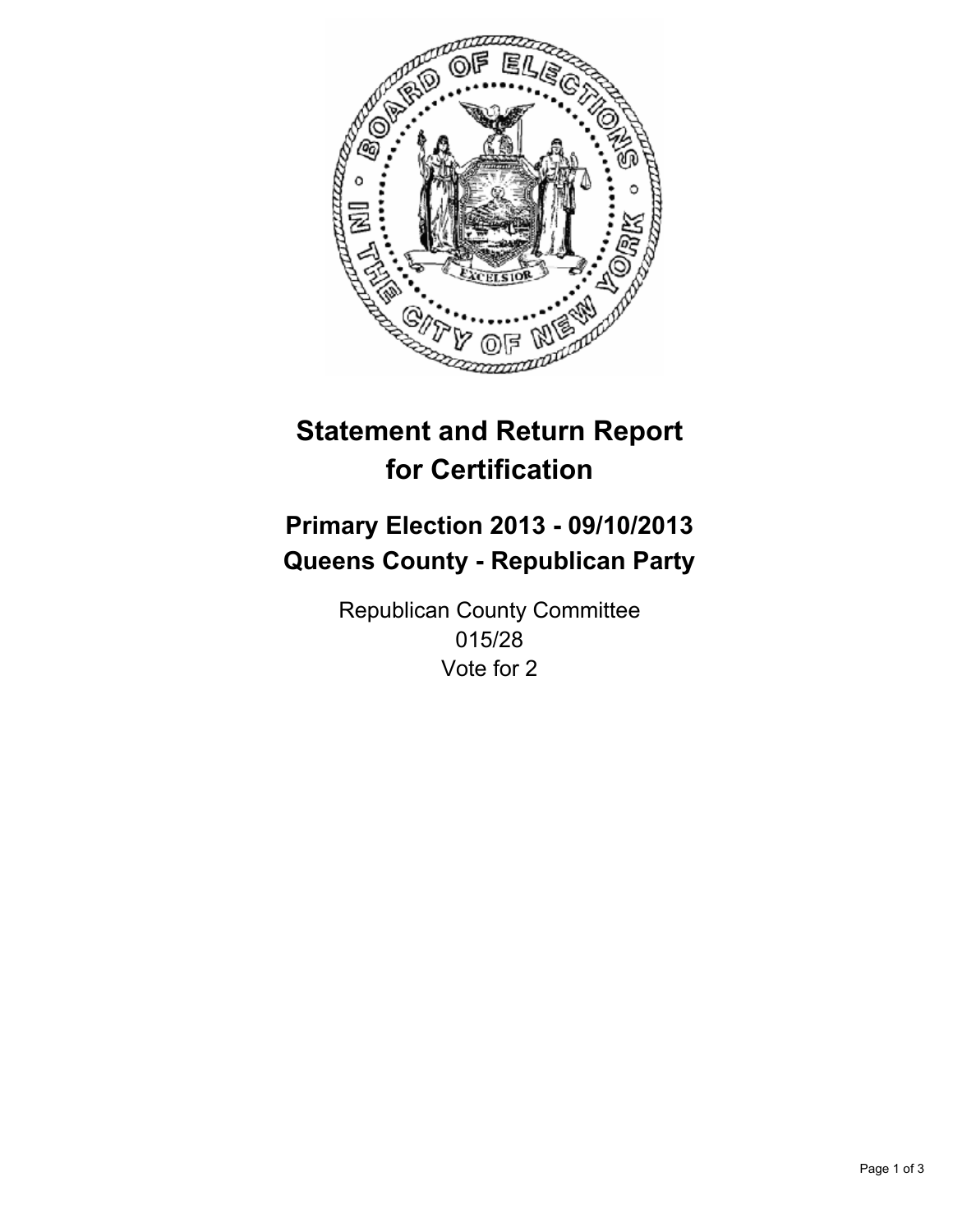# Statement and Return Report for Certification

## Primary Election 2013 - 09/10/2013
## Queens County - Republican Party

Republican County Committee
015/28
Vote for 2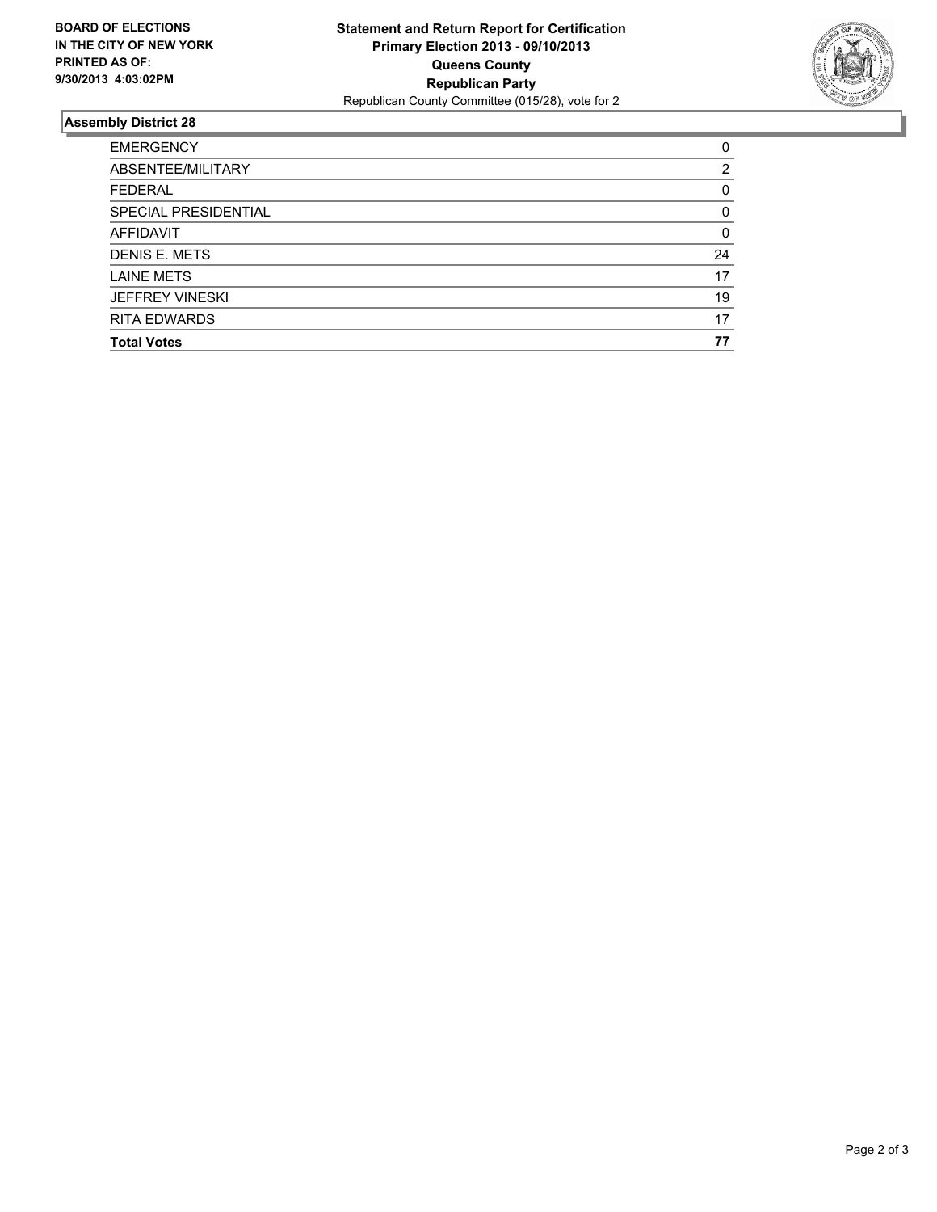**BOARD OF ELECTIONS IN THE CITY OF NEW YORK PRINTED AS OF: 9/30/2013 4:03:02PM**

**Statement and Return Report for Certification**
**Primary Election 2013 - 09/10/2013**
**Queens County**
**Republican Party**
Republican County Committee (015/28), vote for 2

## Assembly District 28

| | |
|---|---|
| EMERGENCY | 0 |
| ABSENTEE/MILITARY | 2 |
| FEDERAL | 0 |
| SPECIAL PRESIDENTIAL | 0 |
| AFFIDAVIT | 0 |
| DENIS E. METS | 24 |
| LAINE METS | 17 |
| JEFFREY VINESKI | 19 |
| RITA EDWARDS | 17 |
| **Total Votes** | **77** |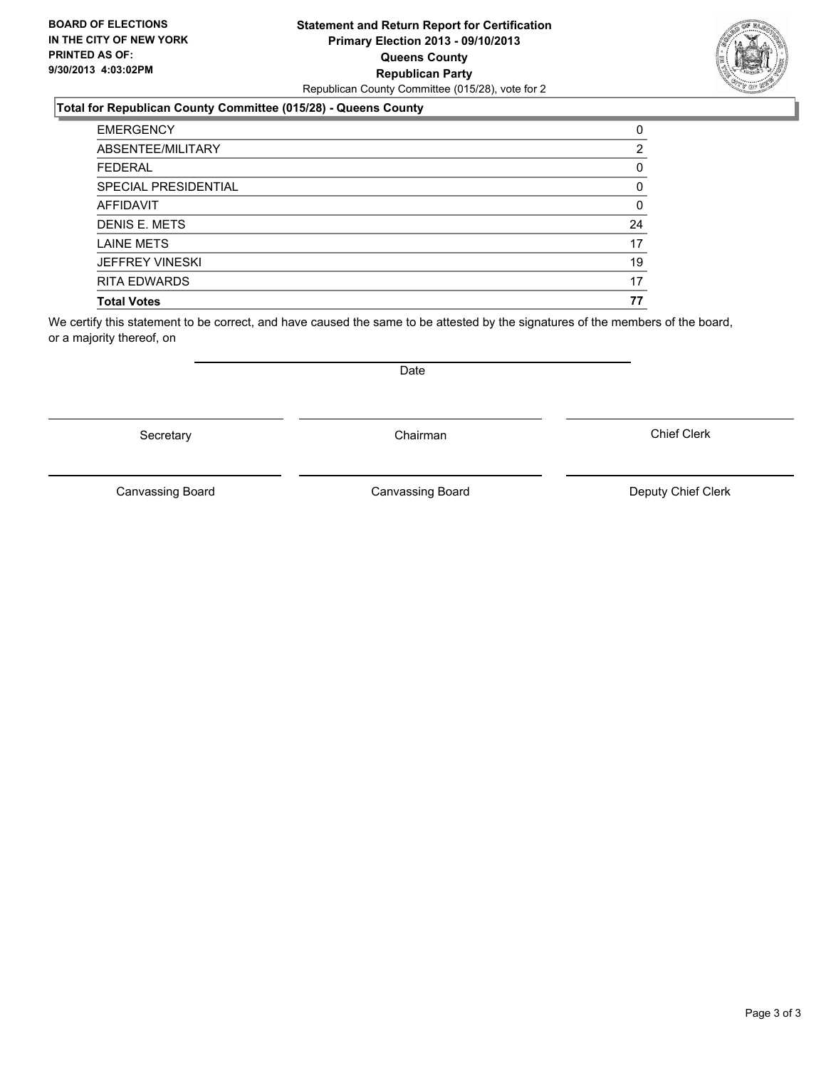**BOARD OF ELECTIONS**
**IN THE CITY OF NEW YORK**
**PRINTED AS OF:**
**9/30/2013 4:03:02PM**

**Statement and Return Report for Certification**
**Primary Election 2013 - 09/10/2013**
**Queens County**
**Republican Party**
Republican County Committee (015/28), vote for 2

### Total for Republican County Committee (015/28) - Queens County

| | |
|---|---|
| EMERGENCY | 0 |
| ABSENTEE/MILITARY | 2 |
| FEDERAL | 0 |
| SPECIAL PRESIDENTIAL | 0 |
| AFFIDAVIT | 0 |
| DENIS E. METS | 24 |
| LAINE METS | 17 |
| JEFFREY VINESKI | 19 |
| RITA EDWARDS | 17 |
| **Total Votes** | **77** |

We certify this statement to be correct, and have caused the same to be attested by the signatures of the members of the board, or a majority thereof, on

Date

Secretary

Chairman

Chief Clerk

Canvassing Board

Canvassing Board

Deputy Chief Clerk